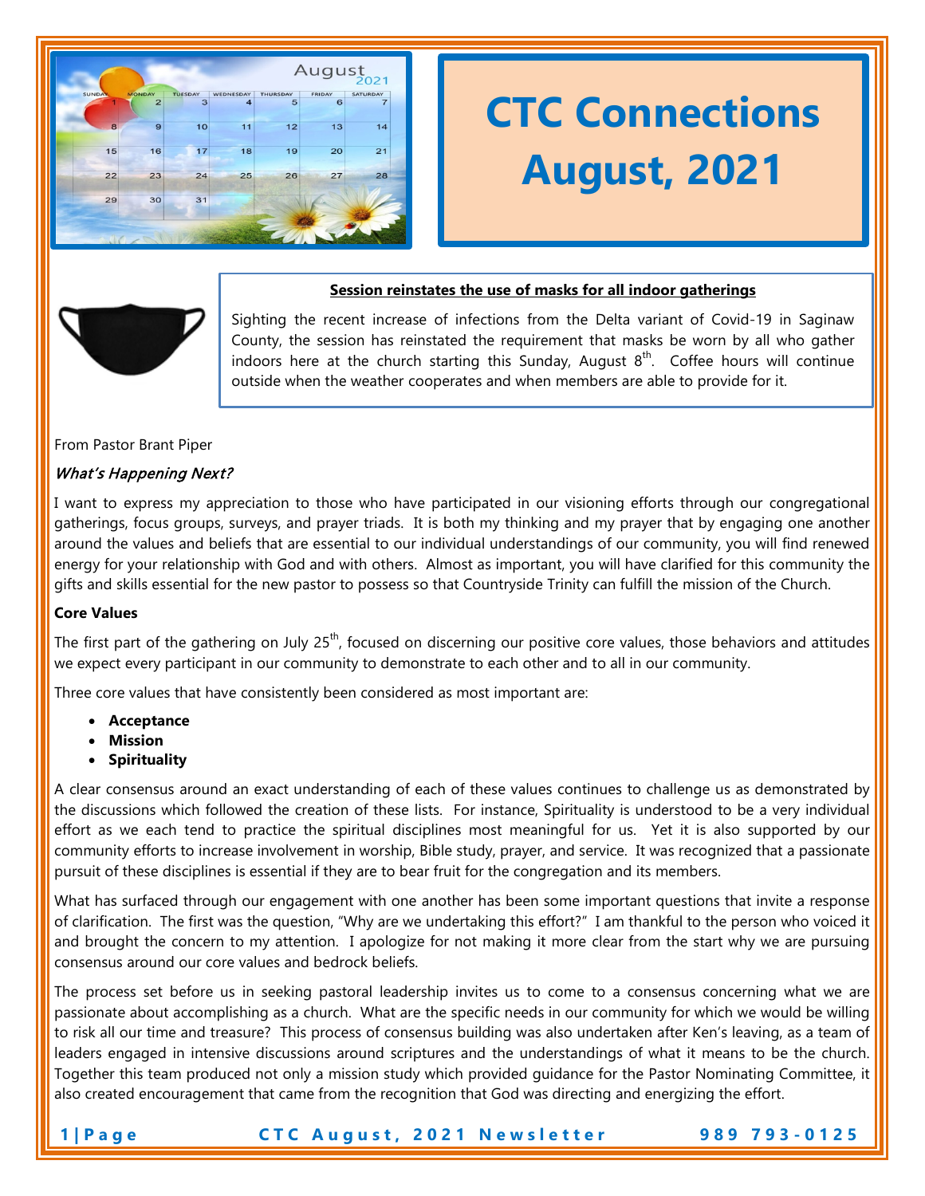# CTC Connections August, 2021

### Session reinstates the use of masks for all indoor gatherings

Sighting the recent increase of infections from the Delta variant of Covid-19 in Saginaw County, the session has reinstated the requirement that masks be worn by all who gather indoors here at the church starting this Sunday, August 8th. Coffee hours will continue outside when the weather cooperates and when members are able to provide for it.

From Pastor Brant Piper

### *What's Happening Next?*

I want to express my appreciation to those who have participated in our visioning efforts through our congregational gatherings, focus groups, surveys, and prayer triads. It is both my thinking and my prayer that by engaging one another around the values and beliefs that are essential to our individual understandings of our community, you will find renewed energy for your relationship with God and with others. Almost as important, you will have clarified for this community the gifts and skills essential for the new pastor to possess so that Countryside Trinity can fulfill the mission of the Church.

**Core Values**

The first part of the gathering on July 25th, focused on discerning our positive core values, those behaviors and attitudes we expect every participant in our community to demonstrate to each other and to all in our community.

Three core values that have consistently been considered as most important are:

- **Acceptance**
- **Mission**
- **Spirituality**

A clear consensus around an exact understanding of each of these values continues to challenge us as demonstrated by the discussions which followed the creation of these lists. For instance, Spirituality is understood to be a very individual effort as we each tend to practice the spiritual disciplines most meaningful for us. Yet it is also supported by our community efforts to increase involvement in worship, Bible study, prayer, and service. It was recognized that a passionate pursuit of these disciplines is essential if they are to bear fruit for the congregation and its members.

What has surfaced through our engagement with one another has been some important questions that invite a response of clarification. The first was the question, "Why are we undertaking this effort?" I am thankful to the person who voiced it and brought the concern to my attention. I apologize for not making it more clear from the start why we are pursuing consensus around our core values and bedrock beliefs.

The process set before us in seeking pastoral leadership invites us to come to a consensus concerning what we are passionate about accomplishing as a church. What are the specific needs in our community for which we would be willing to risk all our time and treasure? This process of consensus building was also undertaken after Ken's leaving, as a team of leaders engaged in intensive discussions around scriptures and the understandings of what it means to be the church. Together this team produced not only a mission study which provided guidance for the Pastor Nominating Committee, it also created encouragement that came from the recognition that God was directing and energizing the effort.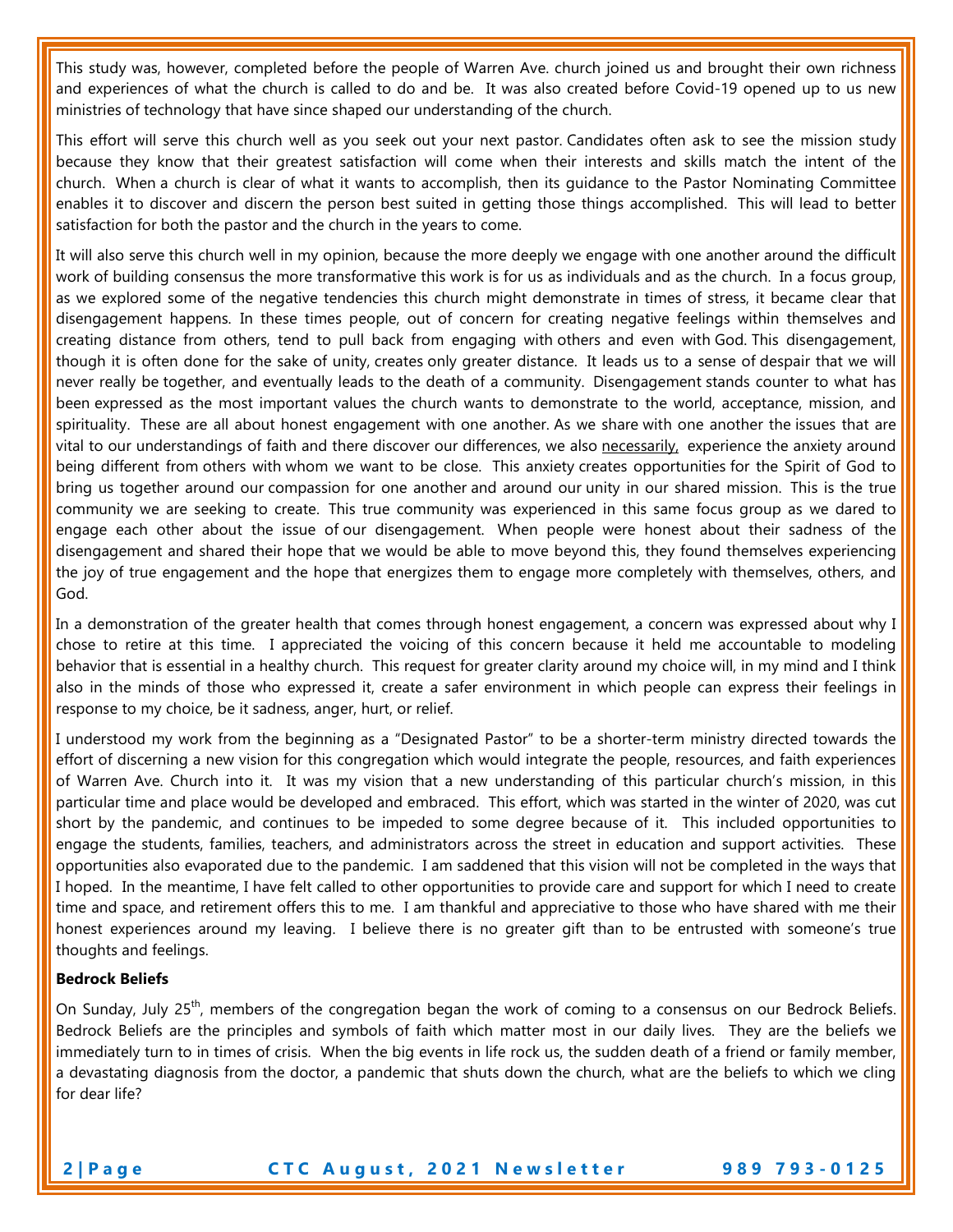This study was, however, completed before the people of Warren Ave. church joined us and brought their own richness and experiences of what the church is called to do and be. It was also created before Covid-19 opened up to us new ministries of technology that have since shaped our understanding of the church.

This effort will serve this church well as you seek out your next pastor. Candidates often ask to see the mission study because they know that their greatest satisfaction will come when their interests and skills match the intent of the church. When a church is clear of what it wants to accomplish, then its guidance to the Pastor Nominating Committee enables it to discover and discern the person best suited in getting those things accomplished. This will lead to better satisfaction for both the pastor and the church in the years to come.

It will also serve this church well in my opinion, because the more deeply we engage with one another around the difficult work of building consensus the more transformative this work is for us as individuals and as the church. In a focus group, as we explored some of the negative tendencies this church might demonstrate in times of stress, it became clear that disengagement happens. In these times people, out of concern for creating negative feelings within themselves and creating distance from others, tend to pull back from engaging with others and even with God. This disengagement, though it is often done for the sake of unity, creates only greater distance. It leads us to a sense of despair that we will never really be together, and eventually leads to the death of a community. Disengagement stands counter to what has been expressed as the most important values the church wants to demonstrate to the world, acceptance, mission, and spirituality. These are all about honest engagement with one another. As we share with one another the issues that are vital to our understandings of faith and there discover our differences, we also <u>necessarily,</u> experience the anxiety around being different from others with whom we want to be close. This anxiety creates opportunities for the Spirit of God to bring us together around our compassion for one another and around our unity in our shared mission. This is the true community we are seeking to create. This true community was experienced in this same focus group as we dared to engage each other about the issue of our disengagement. When people were honest about their sadness of the disengagement and shared their hope that we would be able to move beyond this, they found themselves experiencing the joy of true engagement and the hope that energizes them to engage more completely with themselves, others, and God.

In a demonstration of the greater health that comes through honest engagement, a concern was expressed about why I chose to retire at this time. I appreciated the voicing of this concern because it held me accountable to modeling behavior that is essential in a healthy church. This request for greater clarity around my choice will, in my mind and I think also in the minds of those who expressed it, create a safer environment in which people can express their feelings in response to my choice, be it sadness, anger, hurt, or relief.

I understood my work from the beginning as a "Designated Pastor" to be a shorter-term ministry directed towards the effort of discerning a new vision for this congregation which would integrate the people, resources, and faith experiences of Warren Ave. Church into it. It was my vision that a new understanding of this particular church's mission, in this particular time and place would be developed and embraced. This effort, which was started in the winter of 2020, was cut short by the pandemic, and continues to be impeded to some degree because of it. This included opportunities to engage the students, families, teachers, and administrators across the street in education and support activities. These opportunities also evaporated due to the pandemic. I am saddened that this vision will not be completed in the ways that I hoped. In the meantime, I have felt called to other opportunities to provide care and support for which I need to create time and space, and retirement offers this to me. I am thankful and appreciative to those who have shared with me their honest experiences around my leaving. I believe there is no greater gift than to be entrusted with someone's true thoughts and feelings.

**Bedrock Beliefs**

On Sunday, July 25th, members of the congregation began the work of coming to a consensus on our Bedrock Beliefs. Bedrock Beliefs are the principles and symbols of faith which matter most in our daily lives. They are the beliefs we immediately turn to in times of crisis. When the big events in life rock us, the sudden death of a friend or family member, a devastating diagnosis from the doctor, a pandemic that shuts down the church, what are the beliefs to which we cling for dear life?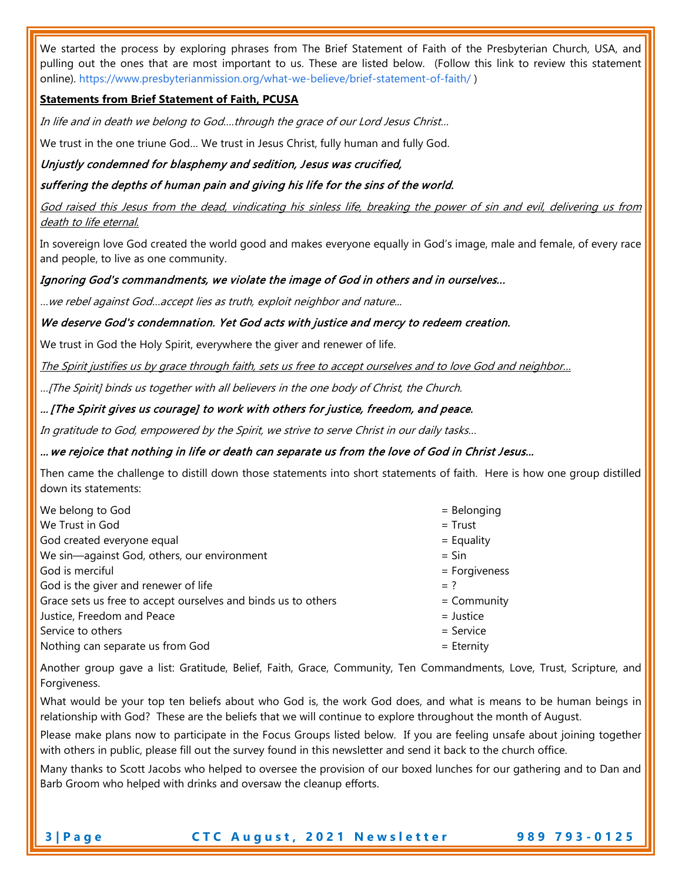We started the process by exploring phrases from The Brief Statement of Faith of the Presbyterian Church, USA, and pulling out the ones that are most important to us. These are listed below. (Follow this link to review this statement online). https://www.presbyterianmission.org/what-we-believe/brief-statement-of-faith/ )

**Statements from Brief Statement of Faith, PCUSA**

*In life and in death we belong to God….through the grace of our Lord Jesus Christ…*

We trust in the one triune God… We trust in Jesus Christ, fully human and fully God.

***Unjustly condemned for blasphemy and sedition, Jesus was crucified,***

***suffering the depths of human pain and giving his life for the sins of the world.***

*God raised this Jesus from the dead, vindicating his sinless life, breaking the power of sin and evil, delivering us from death to life eternal.*

In sovereign love God created the world good and makes everyone equally in God's image, male and female, of every race and people, to live as one community.

***Ignoring God's commandments, we violate the image of God in others and in ourselves…***

*…we rebel against God…accept lies as truth, exploit neighbor and nature…*

***We deserve God's condemnation. Yet God acts with justice and mercy to redeem creation.***

We trust in God the Holy Spirit, everywhere the giver and renewer of life.

*The Spirit justifies us by grace through faith, sets us free to accept ourselves and to love God and neighbor…*

*…[The Spirit] binds us together with all believers in the one body of Christ, the Church.*

***… [The Spirit gives us courage] to work with others for justice, freedom, and peace.***

*In gratitude to God, empowered by the Spirit, we strive to serve Christ in our daily tasks…*

***… we rejoice that nothing in life or death can separate us from the love of God in Christ Jesus…***

Then came the challenge to distill down those statements into short statements of faith. Here is how one group distilled down its statements:

| | |
|---|---|
| We belong to God | = Belonging |
| We Trust in God | = Trust |
| God created everyone equal | = Equality |
| We sin—against God, others, our environment | = Sin |
| God is merciful | = Forgiveness |
| God is the giver and renewer of life | = ? |
| Grace sets us free to accept ourselves and binds us to others | = Community |
| Justice, Freedom and Peace | = Justice |
| Service to others | = Service |
| Nothing can separate us from God | = Eternity |

Another group gave a list: Gratitude, Belief, Faith, Grace, Community, Ten Commandments, Love, Trust, Scripture, and Forgiveness.

What would be your top ten beliefs about who God is, the work God does, and what is means to be human beings in relationship with God? These are the beliefs that we will continue to explore throughout the month of August.

Please make plans now to participate in the Focus Groups listed below. If you are feeling unsafe about joining together with others in public, please fill out the survey found in this newsletter and send it back to the church office.

Many thanks to Scott Jacobs who helped to oversee the provision of our boxed lunches for our gathering and to Dan and Barb Groom who helped with drinks and oversaw the cleanup efforts.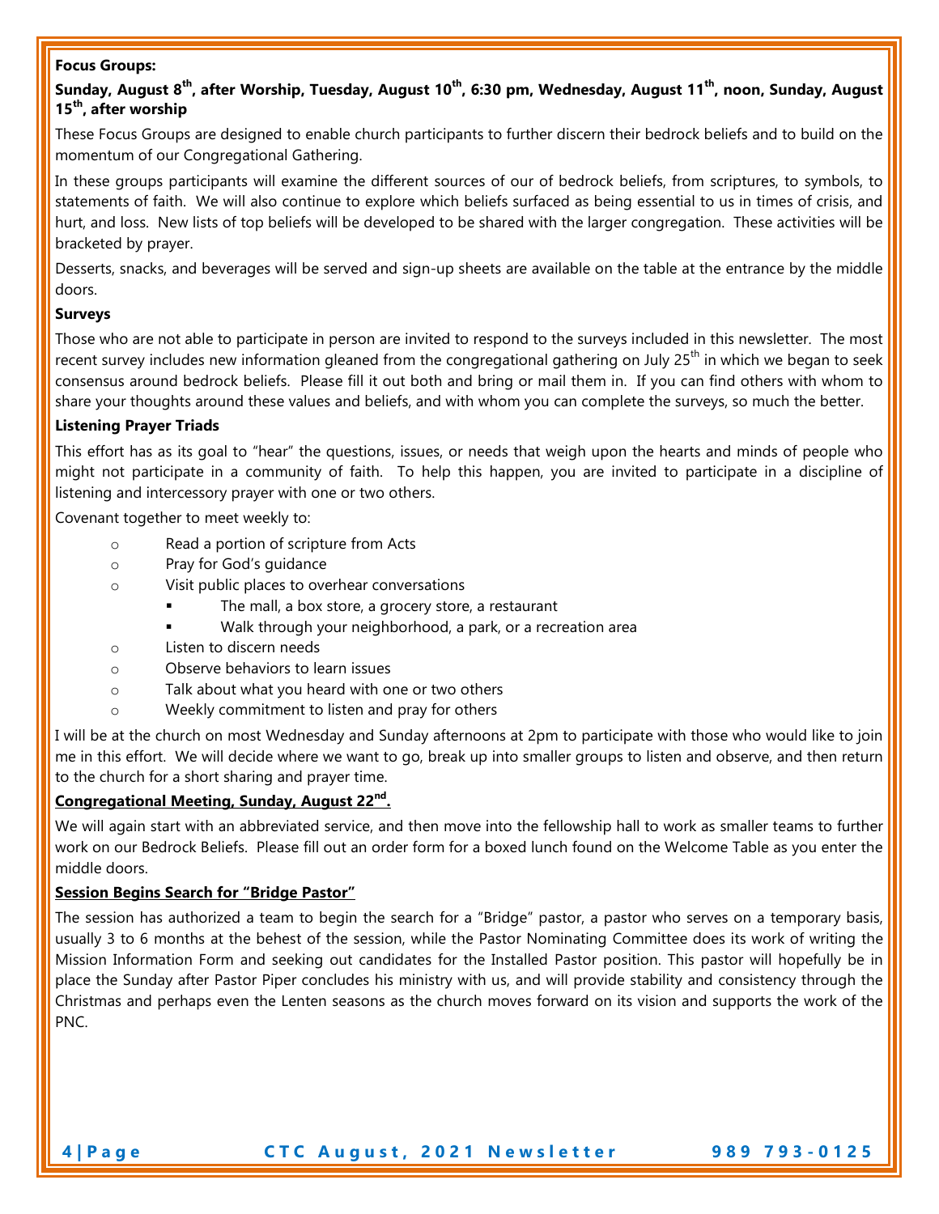**Focus Groups:**

**Sunday, August 8th, after Worship, Tuesday, August 10th, 6:30 pm, Wednesday, August 11th, noon, Sunday, August 15th, after worship**

These Focus Groups are designed to enable church participants to further discern their bedrock beliefs and to build on the momentum of our Congregational Gathering.

In these groups participants will examine the different sources of our of bedrock beliefs, from scriptures, to symbols, to statements of faith. We will also continue to explore which beliefs surfaced as being essential to us in times of crisis, and hurt, and loss. New lists of top beliefs will be developed to be shared with the larger congregation. These activities will be bracketed by prayer.

Desserts, snacks, and beverages will be served and sign-up sheets are available on the table at the entrance by the middle doors.

**Surveys**

Those who are not able to participate in person are invited to respond to the surveys included in this newsletter. The most recent survey includes new information gleaned from the congregational gathering on July 25th in which we began to seek consensus around bedrock beliefs. Please fill it out both and bring or mail them in. If you can find others with whom to share your thoughts around these values and beliefs, and with whom you can complete the surveys, so much the better.

**Listening Prayer Triads**

This effort has as its goal to "hear" the questions, issues, or needs that weigh upon the hearts and minds of people who might not participate in a community of faith. To help this happen, you are invited to participate in a discipline of listening and intercessory prayer with one or two others.

Covenant together to meet weekly to:

- Read a portion of scripture from Acts
- Pray for God's guidance
- Visit public places to overhear conversations
  - The mall, a box store, a grocery store, a restaurant
  - Walk through your neighborhood, a park, or a recreation area
- Listen to discern needs
- Observe behaviors to learn issues
- Talk about what you heard with one or two others
- Weekly commitment to listen and pray for others

I will be at the church on most Wednesday and Sunday afternoons at 2pm to participate with those who would like to join me in this effort. We will decide where we want to go, break up into smaller groups to listen and observe, and then return to the church for a short sharing and prayer time.

**Congregational Meeting, Sunday, August 22nd.**

We will again start with an abbreviated service, and then move into the fellowship hall to work as smaller teams to further work on our Bedrock Beliefs. Please fill out an order form for a boxed lunch found on the Welcome Table as you enter the middle doors.

**Session Begins Search for "Bridge Pastor"**

The session has authorized a team to begin the search for a "Bridge" pastor, a pastor who serves on a temporary basis, usually 3 to 6 months at the behest of the session, while the Pastor Nominating Committee does its work of writing the Mission Information Form and seeking out candidates for the Installed Pastor position. This pastor will hopefully be in place the Sunday after Pastor Piper concludes his ministry with us, and will provide stability and consistency through the Christmas and perhaps even the Lenten seasons as the church moves forward on its vision and supports the work of the PNC.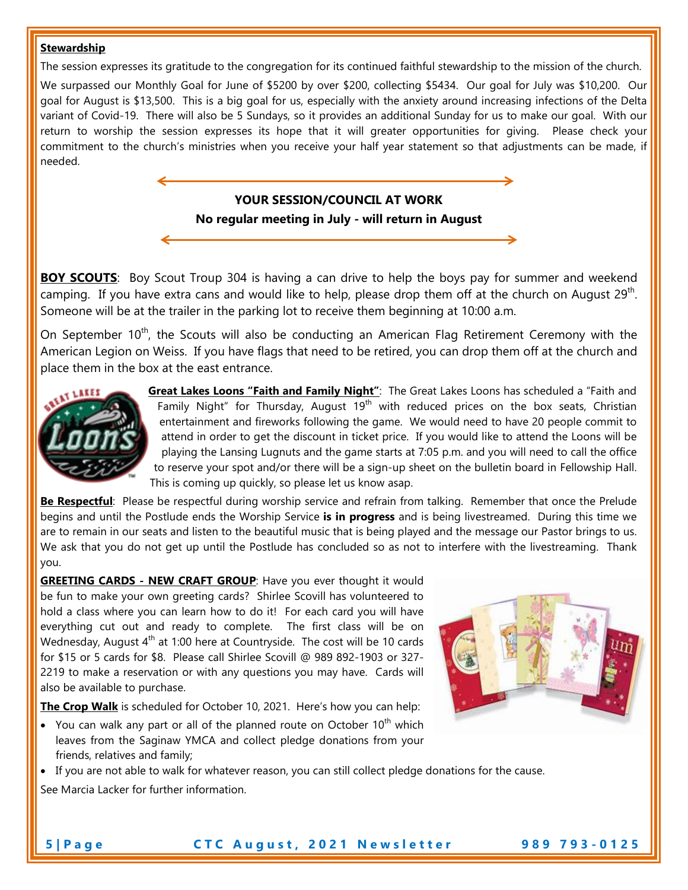**Stewardship**

The session expresses its gratitude to the congregation for its continued faithful stewardship to the mission of the church.

We surpassed our Monthly Goal for June of $5200 by over $200, collecting $5434. Our goal for July was $10,200. Our goal for August is $13,500. This is a big goal for us, especially with the anxiety around increasing infections of the Delta variant of Covid-19. There will also be 5 Sundays, so it provides an additional Sunday for us to make our goal. With our return to worship the session expresses its hope that it will greater opportunities for giving. Please check your commitment to the church's ministries when you receive your half year statement so that adjustments can be made, if needed.

**YOUR SESSION/COUNCIL AT WORK**

**No regular meeting in July - will return in August**

**BOY SCOUTS**: Boy Scout Troup 304 is having a can drive to help the boys pay for summer and weekend camping. If you have extra cans and would like to help, please drop them off at the church on August 29th. Someone will be at the trailer in the parking lot to receive them beginning at 10:00 a.m.

On September 10th, the Scouts will also be conducting an American Flag Retirement Ceremony with the American Legion on Weiss. If you have flags that need to be retired, you can drop them off at the church and place them in the box at the east entrance.

**Great Lakes Loons "Faith and Family Night"**: The Great Lakes Loons has scheduled a "Faith and Family Night" for Thursday, August 19th with reduced prices on the box seats, Christian entertainment and fireworks following the game. We would need to have 20 people commit to attend in order to get the discount in ticket price. If you would like to attend the Loons will be playing the Lansing Lugnuts and the game starts at 7:05 p.m. and you will need to call the office to reserve your spot and/or there will be a sign-up sheet on the bulletin board in Fellowship Hall. This is coming up quickly, so please let us know asap.

**Be Respectful**: Please be respectful during worship service and refrain from talking. Remember that once the Prelude begins and until the Postlude ends the Worship Service **is in progress** and is being livestreamed. During this time we are to remain in our seats and listen to the beautiful music that is being played and the message our Pastor brings to us. We ask that you do not get up until the Postlude has concluded so as not to interfere with the livestreaming. Thank you.

**GREETING CARDS - NEW CRAFT GROUP**: Have you ever thought it would be fun to make your own greeting cards? Shirlee Scovill has volunteered to hold a class where you can learn how to do it! For each card you will have everything cut out and ready to complete. The first class will be on Wednesday, August 4th at 1:00 here at Countryside. The cost will be 10 cards for $15 or 5 cards for $8. Please call Shirlee Scovill @ 989 892-1903 or 327-2219 to make a reservation or with any questions you may have. Cards will also be available to purchase.

**The Crop Walk** is scheduled for October 10, 2021. Here's how you can help:

- You can walk any part or all of the planned route on October 10th which leaves from the Saginaw YMCA and collect pledge donations from your friends, relatives and family;
- If you are not able to walk for whatever reason, you can still collect pledge donations for the cause.

See Marcia Lacker for further information.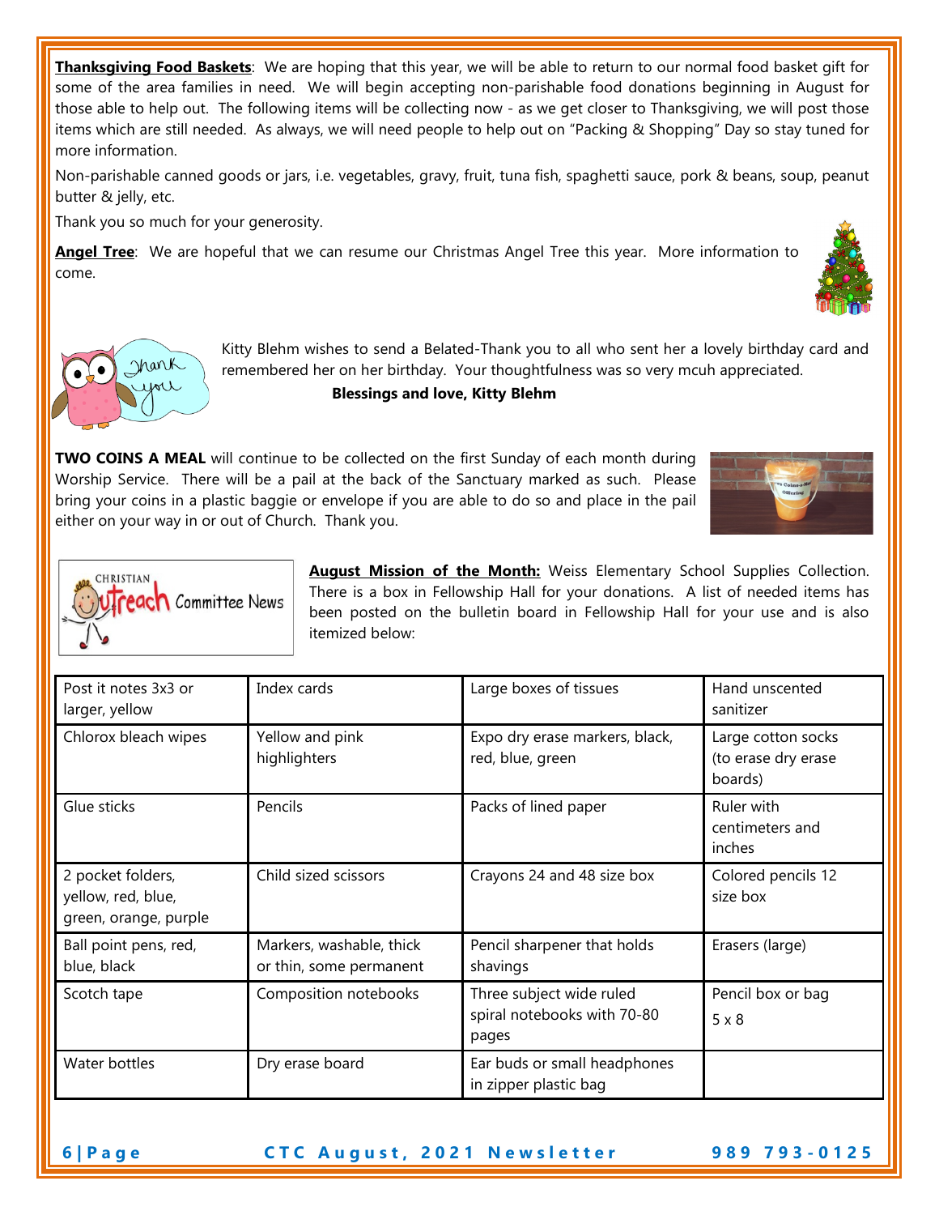**Thanksgiving Food Baskets**: We are hoping that this year, we will be able to return to our normal food basket gift for some of the area families in need. We will begin accepting non-parishable food donations beginning in August for those able to help out. The following items will be collecting now - as we get closer to Thanksgiving, we will post those items which are still needed. As always, we will need people to help out on "Packing & Shopping" Day so stay tuned for more information.

Non-parishable canned goods or jars, i.e. vegetables, gravy, fruit, tuna fish, spaghetti sauce, pork & beans, soup, peanut butter & jelly, etc.

Thank you so much for your generosity.

**Angel Tree**: We are hopeful that we can resume our Christmas Angel Tree this year. More information to come.

Kitty Blehm wishes to send a Belated-Thank you to all who sent her a lovely birthday card and remembered her on her birthday. Your thoughtfulness was so very mcuh appreciated.

**Blessings and love, Kitty Blehm**

**TWO COINS A MEAL** will continue to be collected on the first Sunday of each month during Worship Service. There will be a pail at the back of the Sanctuary marked as such. Please bring your coins in a plastic baggie or envelope if you are able to do so and place in the pail either on your way in or out of Church. Thank you.

CHRISTIAN Outreach Committee News

**August Mission of the Month:** Weiss Elementary School Supplies Collection. There is a box in Fellowship Hall for your donations. A list of needed items has been posted on the bulletin board in Fellowship Hall for your use and is also itemized below:

| | | | |
|---|---|---|---|
| Post it notes 3x3 or larger, yellow | Index cards | Large boxes of tissues | Hand unscented sanitizer |
| Chlorox bleach wipes | Yellow and pink highlighters | Expo dry erase markers, black, red, blue, green | Large cotton socks (to erase dry erase boards) |
| Glue sticks | Pencils | Packs of lined paper | Ruler with centimeters and inches |
| 2 pocket folders, yellow, red, blue, green, orange, purple | Child sized scissors | Crayons 24 and 48 size box | Colored pencils 12 size box |
| Ball point pens, red, blue, black | Markers, washable, thick or thin, some permanent | Pencil sharpener that holds shavings | Erasers (large) |
| Scotch tape | Composition notebooks | Three subject wide ruled spiral notebooks with 70-80 pages | Pencil box or bag 5 x 8 |
| Water bottles | Dry erase board | Ear buds or small headphones in zipper plastic bag | |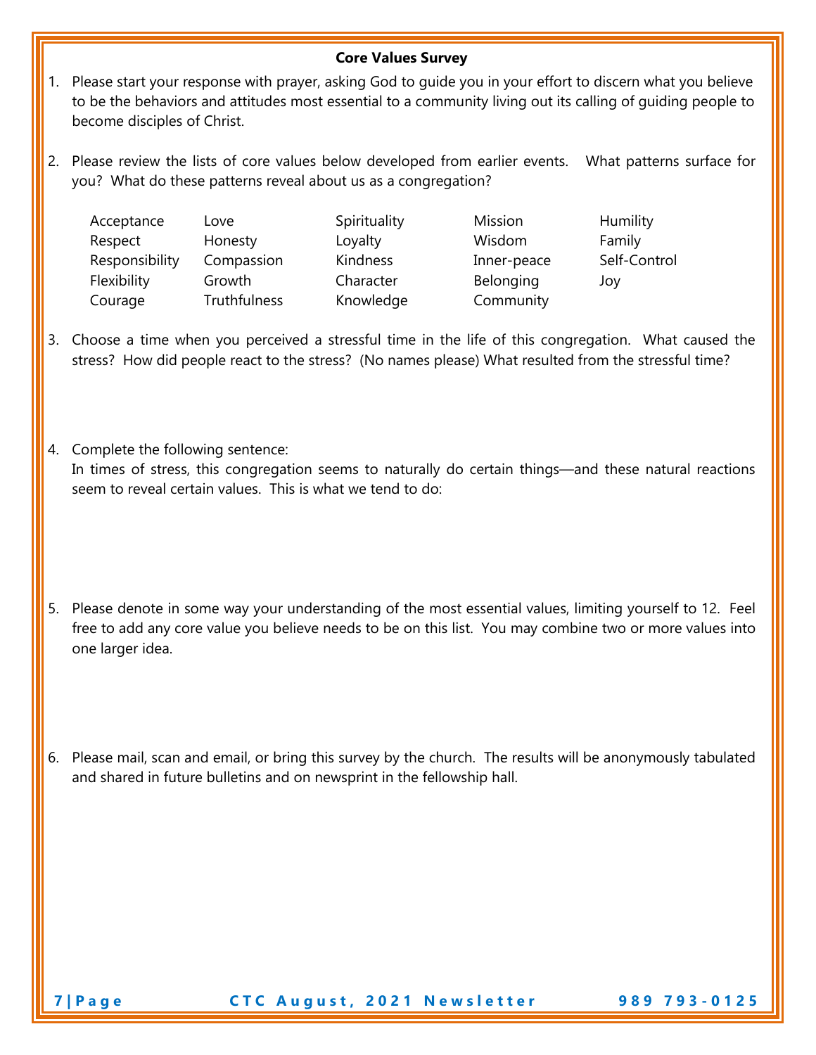**Core Values Survey**

1. Please start your response with prayer, asking God to guide you in your effort to discern what you believe to be the behaviors and attitudes most essential to a community living out its calling of guiding people to become disciples of Christ.

2. Please review the lists of core values below developed from earlier events. What patterns surface for you? What do these patterns reveal about us as a congregation?

| | | | | |
|---|---|---|---|---|
| Acceptance | Love | Spirituality | Mission | Humility |
| Respect | Honesty | Loyalty | Wisdom | Family |
| Responsibility | Compassion | Kindness | Inner-peace | Self-Control |
| Flexibility | Growth | Character | Belonging | Joy |
| Courage | Truthfulness | Knowledge | Community | |

3. Choose a time when you perceived a stressful time in the life of this congregation. What caused the stress? How did people react to the stress? (No names please) What resulted from the stressful time?

4. Complete the following sentence:
   In times of stress, this congregation seems to naturally do certain things—and these natural reactions seem to reveal certain values. This is what we tend to do:

5. Please denote in some way your understanding of the most essential values, limiting yourself to 12. Feel free to add any core value you believe needs to be on this list. You may combine two or more values into one larger idea.

6. Please mail, scan and email, or bring this survey by the church. The results will be anonymously tabulated and shared in future bulletins and on newsprint in the fellowship hall.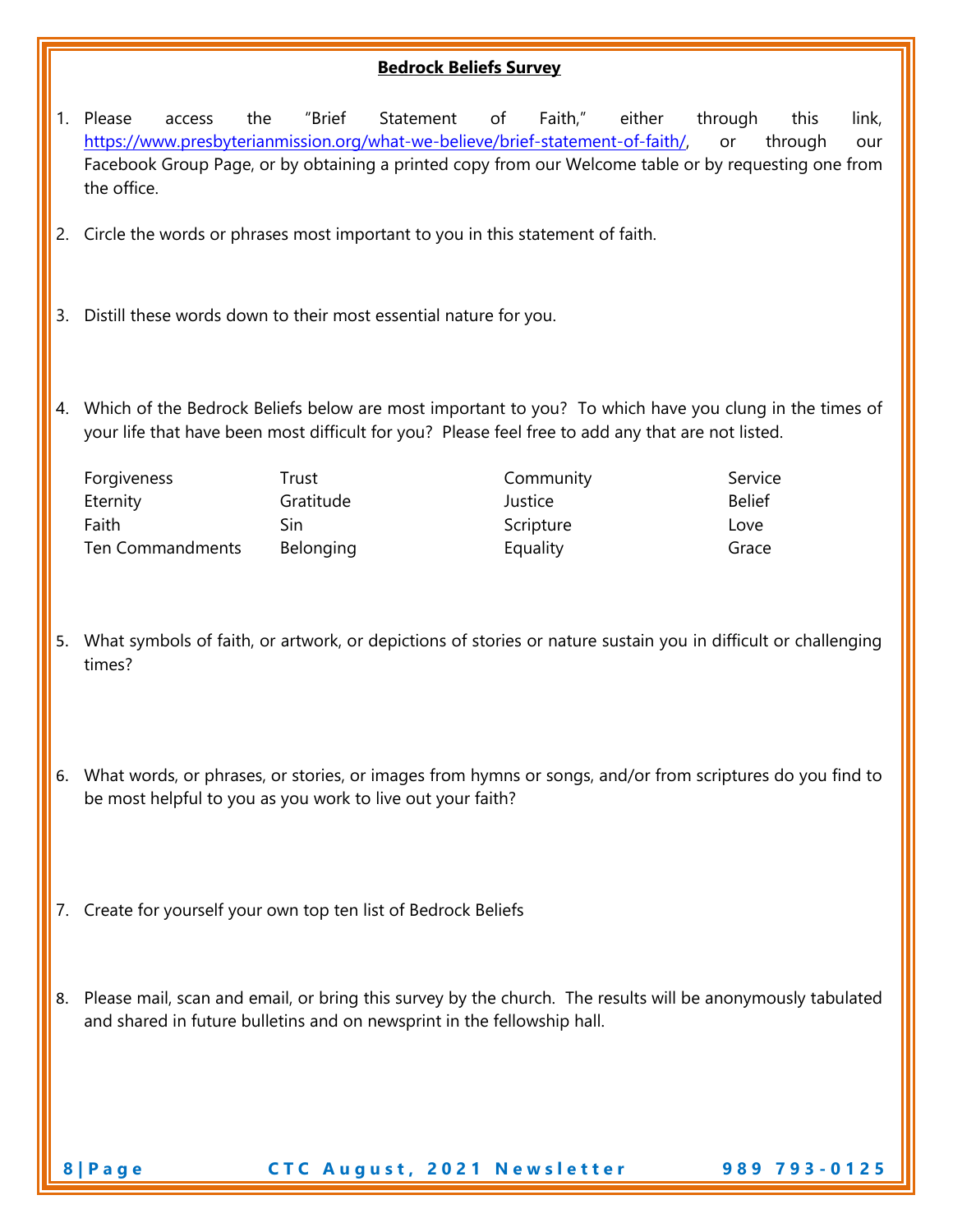**Bedrock Beliefs Survey**

1. Please access the "Brief Statement of Faith," either through this link, https://www.presbyterianmission.org/what-we-believe/brief-statement-of-faith/, or through our Facebook Group Page, or by obtaining a printed copy from our Welcome table or by requesting one from the office.

2. Circle the words or phrases most important to you in this statement of faith.

3. Distill these words down to their most essential nature for you.

4. Which of the Bedrock Beliefs below are most important to you? To which have you clung in the times of your life that have been most difficult for you? Please feel free to add any that are not listed.

| | | | |
|---|---|---|---|
| Forgiveness | Trust | Community | Service |
| Eternity | Gratitude | Justice | Belief |
| Faith | Sin | Scripture | Love |
| Ten Commandments | Belonging | Equality | Grace |

5. What symbols of faith, or artwork, or depictions of stories or nature sustain you in difficult or challenging times?

6. What words, or phrases, or stories, or images from hymns or songs, and/or from scriptures do you find to be most helpful to you as you work to live out your faith?

7. Create for yourself your own top ten list of Bedrock Beliefs

8. Please mail, scan and email, or bring this survey by the church. The results will be anonymously tabulated and shared in future bulletins and on newsprint in the fellowship hall.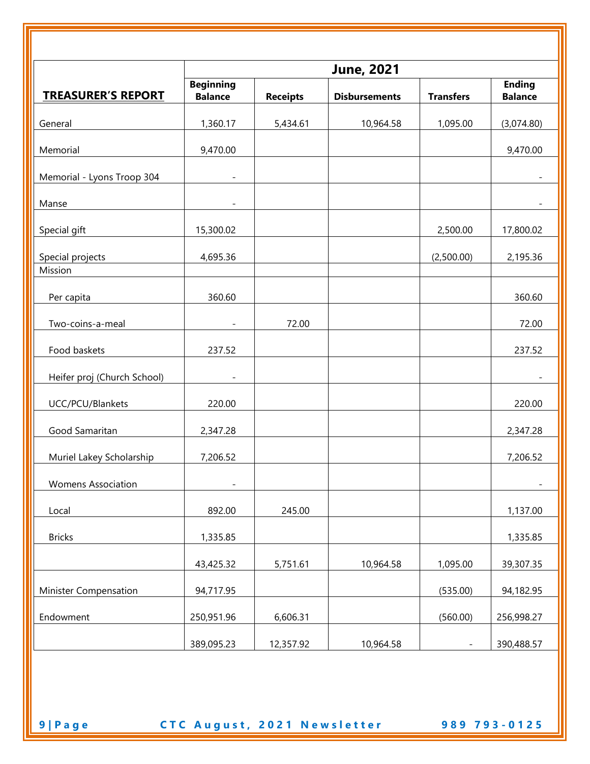| TREASURER'S REPORT | June, 2021 | | | | |
|---|---|---|---|---|---|
| | Beginning Balance | Receipts | Disbursements | Transfers | Ending Balance |
| General | 1,360.17 | 5,434.61 | 10,964.58 | 1,095.00 | (3,074.80) |
| Memorial | 9,470.00 | | | | 9,470.00 |
| Memorial - Lyons Troop 304 | - | | | | - |
| Manse | - | | | | - |
| Special gift | 15,300.02 | | | 2,500.00 | 17,800.02 |
| Special projects | 4,695.36 | | | (2,500.00) | 2,195.36 |
| Mission | | | | | |
| Per capita | 360.60 | | | | 360.60 |
| Two-coins-a-meal | - | 72.00 | | | 72.00 |
| Food baskets | 237.52 | | | | 237.52 |
| Heifer proj (Church School) | - | | | | - |
| UCC/PCU/Blankets | 220.00 | | | | 220.00 |
| Good Samaritan | 2,347.28 | | | | 2,347.28 |
| Muriel Lakey Scholarship | 7,206.52 | | | | 7,206.52 |
| Womens Association | - | | | | - |
| Local | 892.00 | 245.00 | | | 1,137.00 |
| Bricks | 1,335.85 | | | | 1,335.85 |
| | 43,425.32 | 5,751.61 | 10,964.58 | 1,095.00 | 39,307.35 |
| Minister Compensation | 94,717.95 | | | (535.00) | 94,182.95 |
| Endowment | 250,951.96 | 6,606.31 | | (560.00) | 256,998.27 |
| | 389,095.23 | 12,357.92 | 10,964.58 | - | 390,488.57 |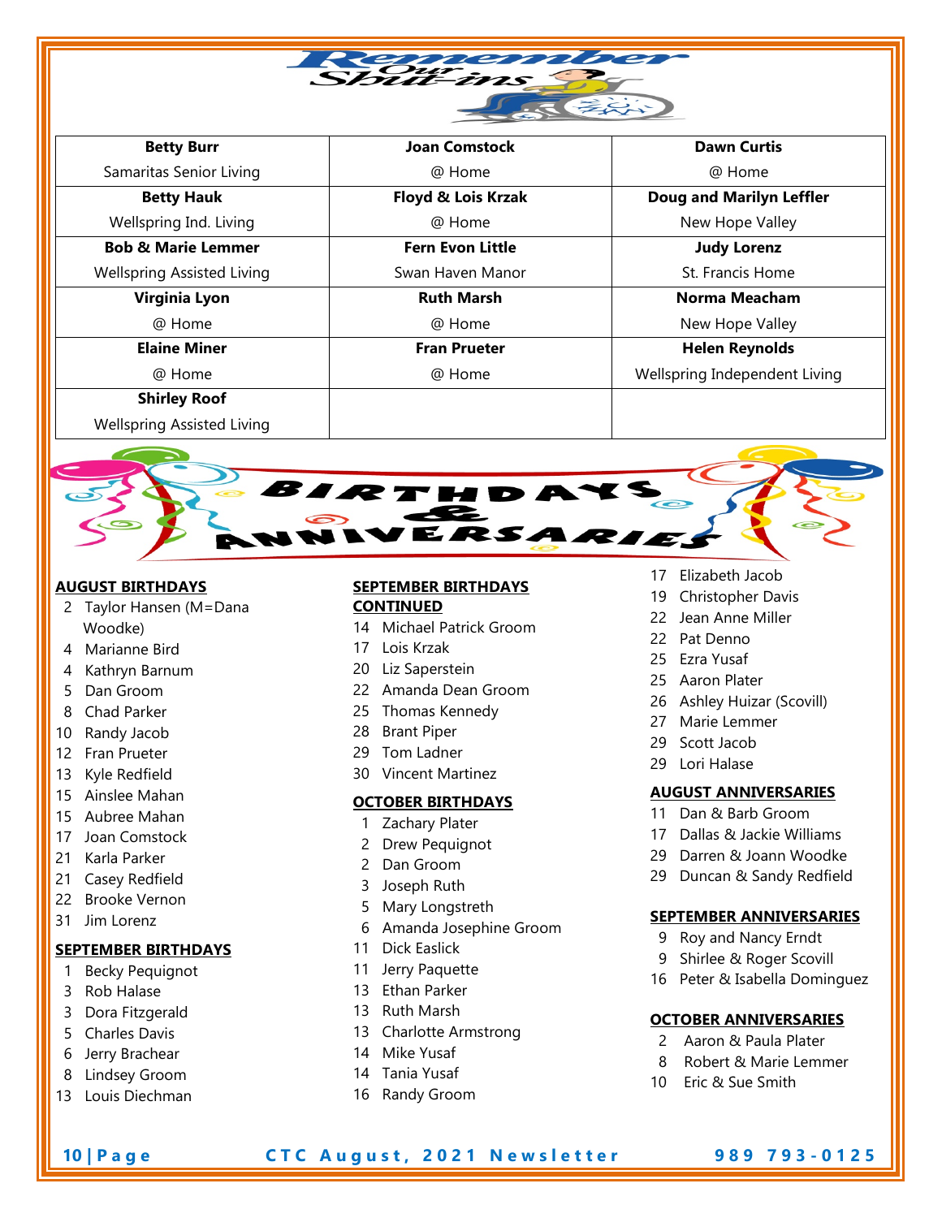# Remember Our Shut-ins

| | | |
|---|---|---|
| **Betty Burr**<br>Samaritas Senior Living | **Joan Comstock**<br>@ Home | **Dawn Curtis**<br>@ Home |
| **Betty Hauk**<br>Wellspring Ind. Living | **Floyd & Lois Krzak**<br>@ Home | **Doug and Marilyn Leffler**<br>New Hope Valley |
| **Bob & Marie Lemmer**<br>Wellspring Assisted Living | **Fern Evon Little**<br>Swan Haven Manor | **Judy Lorenz**<br>St. Francis Home |
| **Virginia Lyon**<br>@ Home | **Ruth Marsh**<br>@ Home | **Norma Meacham**<br>New Hope Valley |
| **Elaine Miner**<br>@ Home | **Fran Prueter**<br>@ Home | **Helen Reynolds**<br>Wellspring Independent Living |
| **Shirley Roof**<br>Wellspring Assisted Living | | |

# Birthdays & Anniversaries

**AUGUST BIRTHDAYS**

- 2 Taylor Hansen (M=Dana Woodke)
- 4 Marianne Bird
- 4 Kathryn Barnum
- 5 Dan Groom
- 8 Chad Parker
- 10 Randy Jacob
- 12 Fran Prueter
- 13 Kyle Redfield
- 15 Ainslee Mahan
- 15 Aubree Mahan
- 17 Joan Comstock
- 21 Karla Parker
- 21 Casey Redfield
- 22 Brooke Vernon
- 31 Jim Lorenz

**SEPTEMBER BIRTHDAYS**

- 1 Becky Pequignot
- 3 Rob Halase
- 3 Dora Fitzgerald
- 5 Charles Davis
- 6 Jerry Brachear
- 8 Lindsey Groom
- 13 Louis Diechman

**SEPTEMBER BIRTHDAYS CONTINUED**

- 14 Michael Patrick Groom
- 17 Lois Krzak
- 20 Liz Saperstein
- 22 Amanda Dean Groom
- 25 Thomas Kennedy
- 28 Brant Piper
- 29 Tom Ladner
- 30 Vincent Martinez

**OCTOBER BIRTHDAYS**

- 1 Zachary Plater
- 2 Drew Pequignot
- 2 Dan Groom
- 3 Joseph Ruth
- 5 Mary Longstreth
- 6 Amanda Josephine Groom
- 11 Dick Easlick
- 11 Jerry Paquette
- 13 Ethan Parker
- 13 Ruth Marsh
- 13 Charlotte Armstrong
- 14 Mike Yusaf
- 14 Tania Yusaf
- 16 Randy Groom
- 17 Elizabeth Jacob
- 19 Christopher Davis
- 22 Jean Anne Miller
- 22 Pat Denno
- 25 Ezra Yusaf
- 25 Aaron Plater
- 26 Ashley Huizar (Scovill)
- 27 Marie Lemmer
- 29 Scott Jacob
- 29 Lori Halase

**AUGUST ANNIVERSARIES**

- 11 Dan & Barb Groom
- 17 Dallas & Jackie Williams
- 29 Darren & Joann Woodke
- 29 Duncan & Sandy Redfield

**SEPTEMBER ANNIVERSARIES**

- 9 Roy and Nancy Erndt
- 9 Shirlee & Roger Scovill
- 16 Peter & Isabella Dominguez

**OCTOBER ANNIVERSARIES**

- 2 Aaron & Paula Plater
- 8 Robert & Marie Lemmer
- 10 Eric & Sue Smith